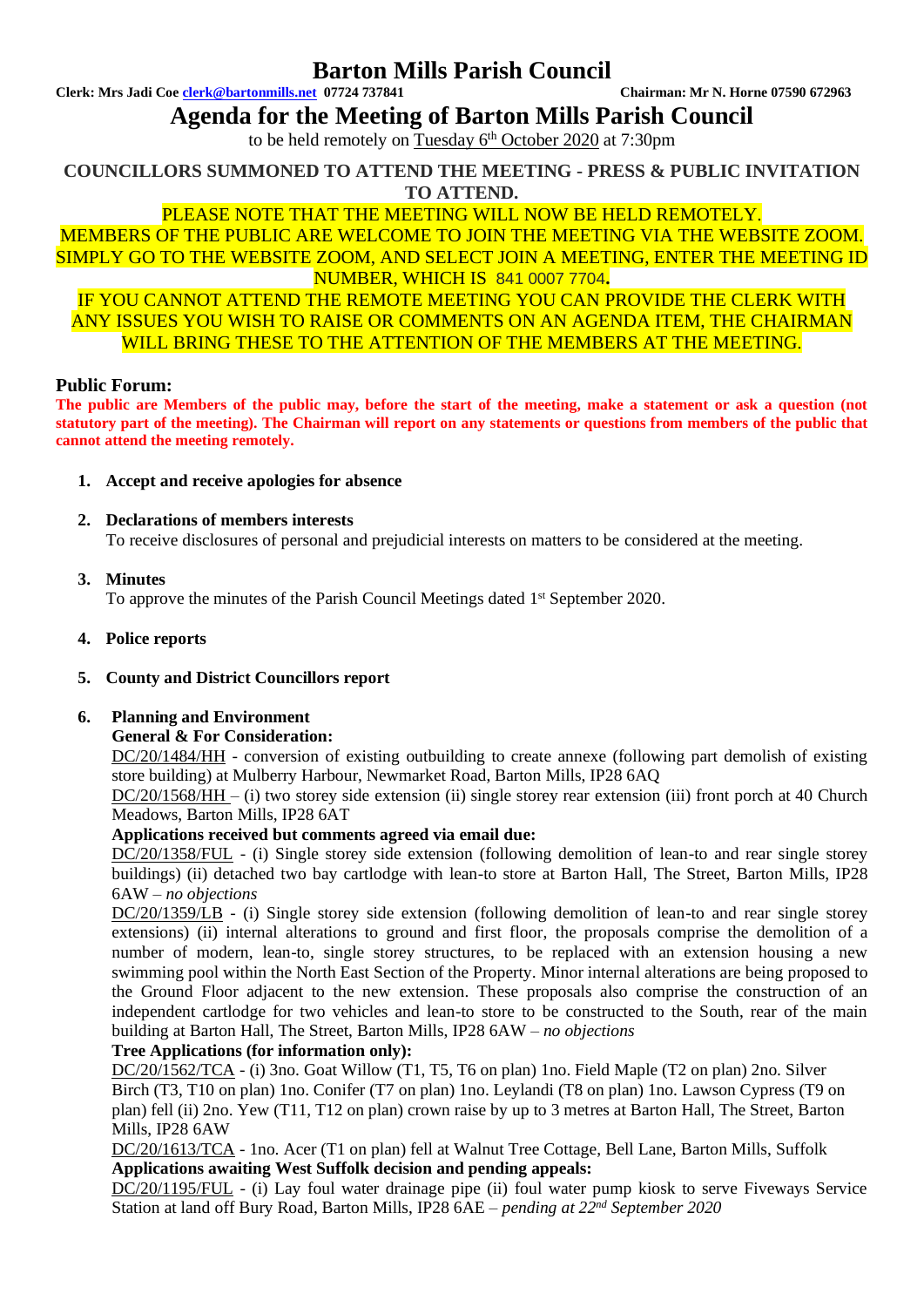# Barton Mills Parish Council

**Clerk: Mrs Jadi Coe clerk@bartonmills.net 07724 737841** **Chairman: Mr N. Horne 07590 672963**

## Agenda for the Meeting of Barton Mills Parish Council

to be held remotely on Tuesday 6th October 2020 at 7:30pm

**COUNCILLORS SUMMONED TO ATTEND THE MEETING - PRESS & PUBLIC INVITATION TO ATTEND.**

PLEASE NOTE THAT THE MEETING WILL NOW BE HELD REMOTELY.
MEMBERS OF THE PUBLIC ARE WELCOME TO JOIN THE MEETING VIA THE WEBSITE ZOOM. SIMPLY GO TO THE WEBSITE ZOOM, AND SELECT JOIN A MEETING, ENTER THE MEETING ID NUMBER, WHICH IS 841 0007 7704.
IF YOU CANNOT ATTEND THE REMOTE MEETING YOU CAN PROVIDE THE CLERK WITH ANY ISSUES YOU WISH TO RAISE OR COMMENTS ON AN AGENDA ITEM, THE CHAIRMAN WILL BRING THESE TO THE ATTENTION OF THE MEMBERS AT THE MEETING.

### Public Forum:

**The public are Members of the public may, before the start of the meeting, make a statement or ask a question (not statutory part of the meeting). The Chairman will report on any statements or questions from members of the public that cannot attend the meeting remotely.**

1. **Accept and receive apologies for absence**

2. **Declarations of members interests**
   To receive disclosures of personal and prejudicial interests on matters to be considered at the meeting.

3. **Minutes**
   To approve the minutes of the Parish Council Meetings dated 1st September 2020.

4. **Police reports**

5. **County and District Councillors report**

6. **Planning and Environment**
   **General & For Consideration:**
   DC/20/1484/HH - conversion of existing outbuilding to create annexe (following part demolish of existing store building) at Mulberry Harbour, Newmarket Road, Barton Mills, IP28 6AQ
   DC/20/1568/HH – (i) two storey side extension (ii) single storey rear extension (iii) front porch at 40 Church Meadows, Barton Mills, IP28 6AT
   **Applications received but comments agreed via email due:**
   DC/20/1358/FUL - (i) Single storey side extension (following demolition of lean-to and rear single storey buildings) (ii) detached two bay cartlodge with lean-to store at Barton Hall, The Street, Barton Mills, IP28 6AW – *no objections*
   DC/20/1359/LB - (i) Single storey side extension (following demolition of lean-to and rear single storey extensions) (ii) internal alterations to ground and first floor, the proposals comprise the demolition of a number of modern, lean-to, single storey structures, to be replaced with an extension housing a new swimming pool within the North East Section of the Property. Minor internal alterations are being proposed to the Ground Floor adjacent to the new extension. These proposals also comprise the construction of an independent cartlodge for two vehicles and lean-to store to be constructed to the South, rear of the main building at Barton Hall, The Street, Barton Mills, IP28 6AW – *no objections*
   **Tree Applications (for information only):**
   DC/20/1562/TCA - (i) 3no. Goat Willow (T1, T5, T6 on plan) 1no. Field Maple (T2 on plan) 2no. Silver Birch (T3, T10 on plan) 1no. Conifer (T7 on plan) 1no. Leylandi (T8 on plan) 1no. Lawson Cypress (T9 on plan) fell (ii) 2no. Yew (T11, T12 on plan) crown raise by up to 3 metres at Barton Hall, The Street, Barton Mills, IP28 6AW
   DC/20/1613/TCA - 1no. Acer (T1 on plan) fell at Walnut Tree Cottage, Bell Lane, Barton Mills, Suffolk
   **Applications awaiting West Suffolk decision and pending appeals:**
   DC/20/1195/FUL - (i) Lay foul water drainage pipe (ii) foul water pump kiosk to serve Fiveways Service Station at land off Bury Road, Barton Mills, IP28 6AE – *pending at 22nd September 2020*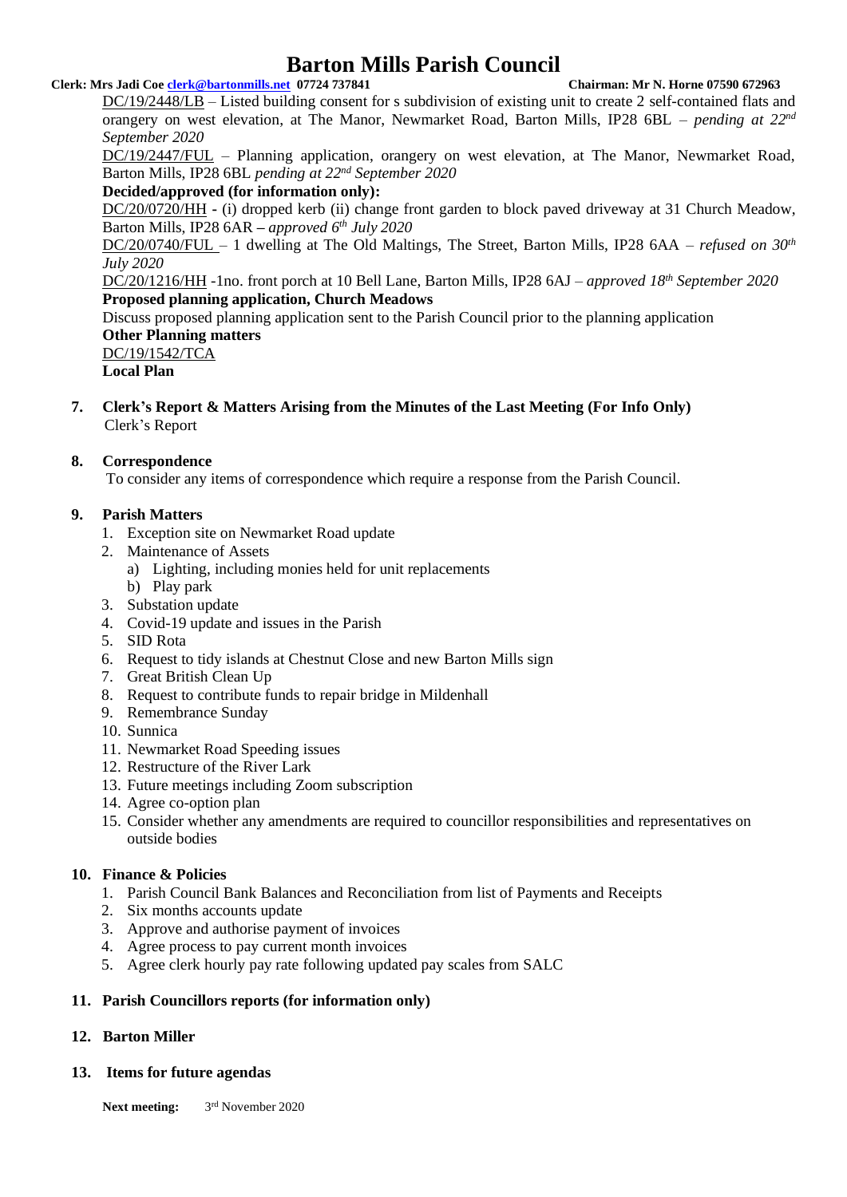# Barton Mills Parish Council

**Clerk: Mrs Jadi Coe [clerk@bartonmills.net](mailto:clerk@bartonmills.net) 07724 737841** **Chairman: Mr N. Horne 07590 672963**

DC/19/2448/LB – Listed building consent for s subdivision of existing unit to create 2 self-contained flats and orangery on west elevation, at The Manor, Newmarket Road, Barton Mills, IP28 6BL – *pending at 22nd September 2020*

DC/19/2447/FUL – Planning application, orangery on west elevation, at The Manor, Newmarket Road, Barton Mills, IP28 6BL *pending at 22nd September 2020*

**Decided/approved (for information only):**

DC/20/0720/HH - (i) dropped kerb (ii) change front garden to block paved driveway at 31 Church Meadow, Barton Mills, IP28 6AR – *approved 6th July 2020*

DC/20/0740/FUL – 1 dwelling at The Old Maltings, The Street, Barton Mills, IP28 6AA – *refused on 30th July 2020*

DC/20/1216/HH -1no. front porch at 10 Bell Lane, Barton Mills, IP28 6AJ – *approved 18th September 2020*

**Proposed planning application, Church Meadows**

Discuss proposed planning application sent to the Parish Council prior to the planning application

**Other Planning matters**

DC/19/1542/TCA

**Local Plan**

**7. Clerk's Report & Matters Arising from the Minutes of the Last Meeting (For Info Only)**

Clerk's Report

**8. Correspondence**

To consider any items of correspondence which require a response from the Parish Council.

**9. Parish Matters**

1. Exception site on Newmarket Road update
2. Maintenance of Assets
   a) Lighting, including monies held for unit replacements
   b) Play park
3. Substation update
4. Covid-19 update and issues in the Parish
5. SID Rota
6. Request to tidy islands at Chestnut Close and new Barton Mills sign
7. Great British Clean Up
8. Request to contribute funds to repair bridge in Mildenhall
9. Remembrance Sunday
10. Sunnica
11. Newmarket Road Speeding issues
12. Restructure of the River Lark
13. Future meetings including Zoom subscription
14. Agree co-option plan
15. Consider whether any amendments are required to councillor responsibilities and representatives on outside bodies

**10. Finance & Policies**

1. Parish Council Bank Balances and Reconciliation from list of Payments and Receipts
2. Six months accounts update
3. Approve and authorise payment of invoices
4. Agree process to pay current month invoices
5. Agree clerk hourly pay rate following updated pay scales from SALC

**11. Parish Councillors reports (for information only)**

**12. Barton Miller**

**13. Items for future agendas**

**Next meeting:** 3rd November 2020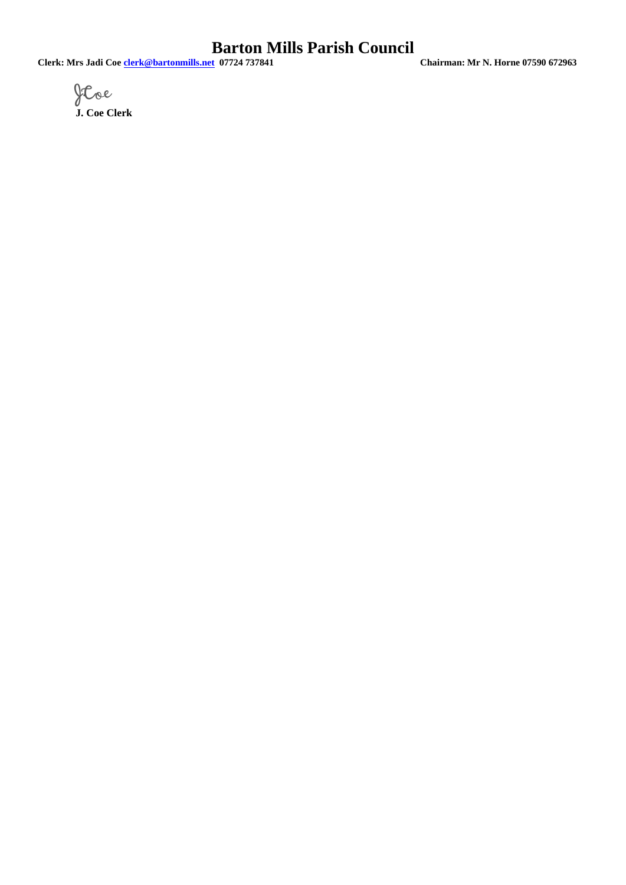# Barton Mills Parish Council

**Clerk: Mrs Jadi Coe clerk@bartonmills.net 07724 737841** **Chairman: Mr N. Horne 07590 672963**

JCoe

**J. Coe Clerk**